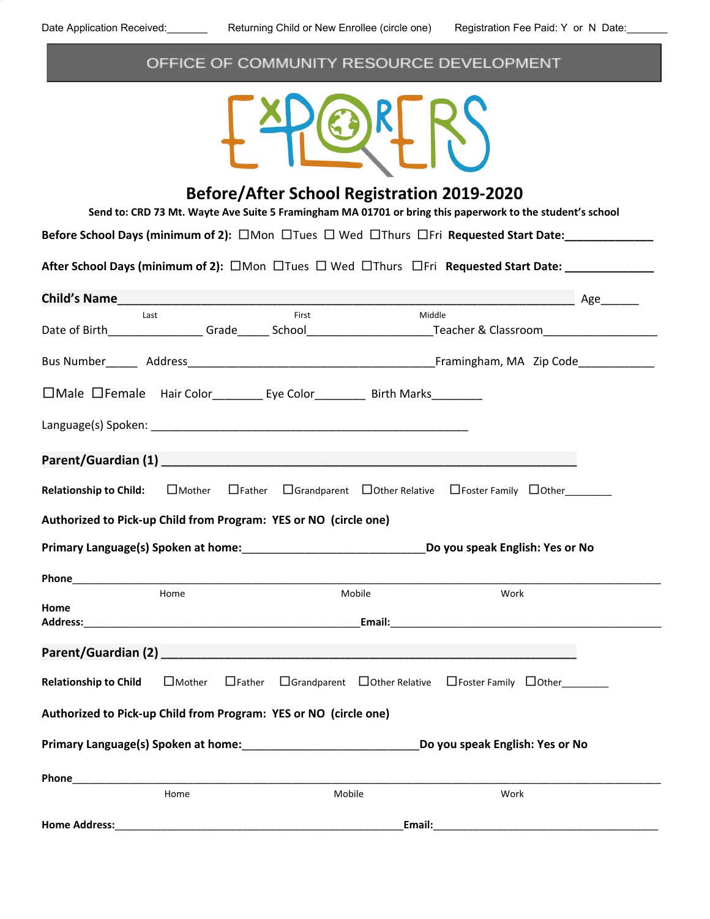Date Application Received:_______ Returning Child or New Enrollee (circle one) Registration Fee Paid: Y or N Date:_______

OFFICE OF COMMUNITY RESOURCE DEVELOPMENT

EXPLORERS

# Before/After School Registration 2019-2020

**Send to: CRD 73 Mt. Wayte Ave Suite 5 Framingham MA 01701 or bring this paperwork to the student's school**

**Before School Days (minimum of 2):** ☐Mon ☐Tues ☐ Wed ☐Thurs ☐Fri **Requested Start Date:**______________

**After School Days (minimum of 2):** ☐Mon ☐Tues ☐ Wed ☐Thurs ☐Fri **Requested Start Date:** ______________

**Child's Name**___________________________________________________________ Age______
Last First Middle

Date of Birth_______________ Grade_____ School____________________Teacher & Classroom__________________

Bus Number_____ Address________________________________________Framingham, MA Zip Code____________

☐Male ☐Female Hair Color________ Eye Color________ Birth Marks________

Language(s) Spoken: ____________________________________________________

**Parent/Guardian (1)** ____________________________________________________________

**Relationship to Child:** ☐Mother ☐Father ☐Grandparent ☐Other Relative ☐Foster Family ☐Other________

**Authorized to Pick-up Child from Program: YES or NO (circle one)**

**Primary Language(s) Spoken at home:**______________________________**Do you speak English: Yes or No**

**Phone**__________________________________________________________________________________________
Home Mobile Work

**Home Address:**_____________________________________________**Email:**____________________________________________

**Parent/Guardian (2)** ____________________________________________________________

**Relationship to Child** ☐Mother ☐Father ☐Grandparent ☐Other Relative ☐Foster Family ☐Other________

**Authorized to Pick-up Child from Program: YES or NO (circle one)**

**Primary Language(s) Spoken at home:**_____________________________**Do you speak English: Yes or No**

**Phone**__________________________________________________________________________________________
Home Mobile Work

**Home Address:**_______________________________________________**Email:**________________________________________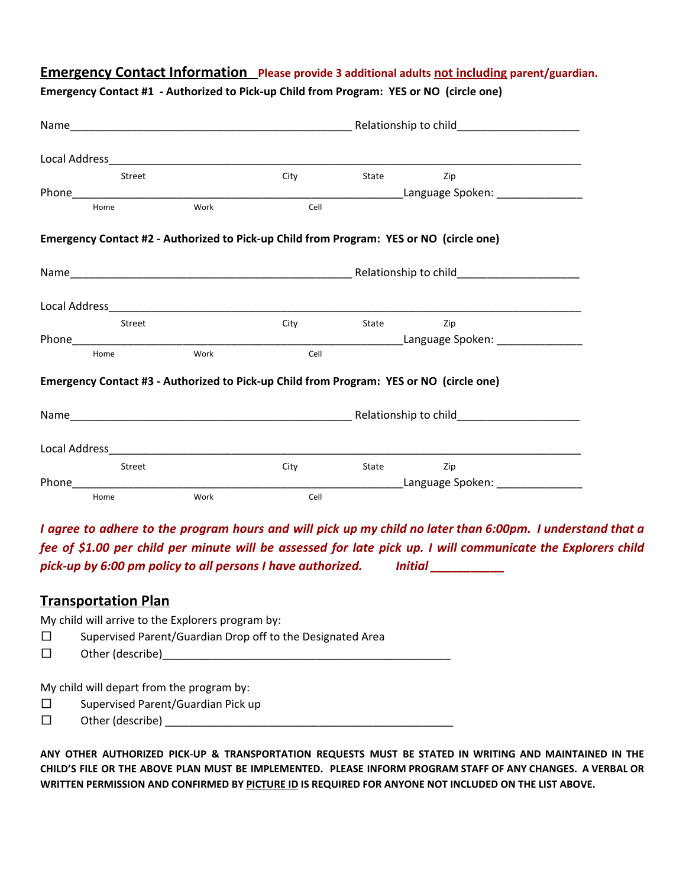## Emergency Contact Information **Please provide 3 additional adults not including parent/guardian.**

**Emergency Contact #1 - Authorized to Pick-up Child from Program: YES or NO (circle one)**

Name_______________________________________________ Relationship to child____________________

Local Address__________________________________________________________________________

Street City State Zip

Phone_______________________________________________________Language Spoken: ______________

Home Work Cell

**Emergency Contact #2 - Authorized to Pick-up Child from Program: YES or NO (circle one)**

Name_______________________________________________ Relationship to child____________________

Local Address__________________________________________________________________________

Street City State Zip

Phone_______________________________________________________Language Spoken: ______________

Home Work Cell

**Emergency Contact #3 - Authorized to Pick-up Child from Program: YES or NO (circle one)**

Name_______________________________________________ Relationship to child____________________

Local Address__________________________________________________________________________

Street City State Zip

Phone_______________________________________________________Language Spoken: ______________

Home Work Cell

***I agree to adhere to the program hours and will pick up my child no later than 6:00pm. I understand that a fee of $1.00 per child per minute will be assessed for late pick up. I will communicate the Explorers child pick-up by 6:00 pm policy to all persons I have authorized.*** ***Initial ___________***

## Transportation Plan

My child will arrive to the Explorers program by:

- ☐ Supervised Parent/Guardian Drop off to the Designated Area
- ☐ Other (describe)_______________________________________________

My child will depart from the program by:

- ☐ Supervised Parent/Guardian Pick up
- ☐ Other (describe) _______________________________________________

**ANY OTHER AUTHORIZED PICK-UP & TRANSPORTATION REQUESTS MUST BE STATED IN WRITING AND MAINTAINED IN THE CHILD'S FILE OR THE ABOVE PLAN MUST BE IMPLEMENTED. PLEASE INFORM PROGRAM STAFF OF ANY CHANGES. A VERBAL OR WRITTEN PERMISSION AND CONFIRMED BY PICTURE ID IS REQUIRED FOR ANYONE NOT INCLUDED ON THE LIST ABOVE.**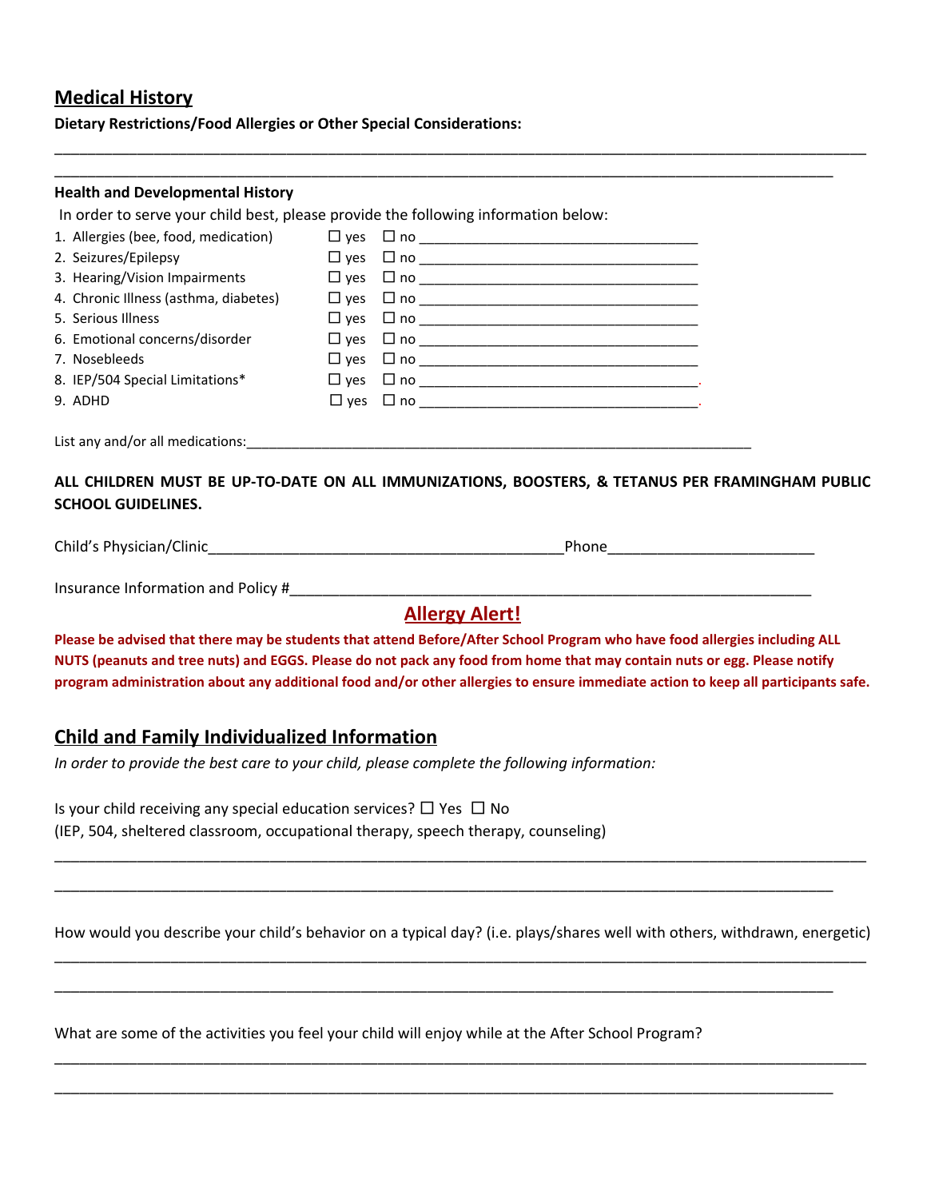## Medical History

**Dietary Restrictions/Food Allergies or Other Special Considerations:**

___________________________________________________________________________________________

___________________________________________________________________________________________

**Health and Developmental History**

In order to serve your child best, please provide the following information below:

1. Allergies (bee, food, medication) ☐ yes ☐ no ____________________________________
2. Seizures/Epilepsy ☐ yes ☐ no ____________________________________
3. Hearing/Vision Impairments ☐ yes ☐ no ____________________________________
4. Chronic Illness (asthma, diabetes) ☐ yes ☐ no ____________________________________
5. Serious Illness ☐ yes ☐ no ____________________________________
6. Emotional concerns/disorder ☐ yes ☐ no ____________________________________
7. Nosebleeds ☐ yes ☐ no ____________________________________
8. IEP/504 Special Limitations* ☐ yes ☐ no ____________________________________.
9. ADHD ☐ yes ☐ no ____________________________________.

List any and/or all medications:_________________________________________________________________

**ALL CHILDREN MUST BE UP-TO-DATE ON ALL IMMUNIZATIONS, BOOSTERS, & TETANUS PER FRAMINGHAM PUBLIC SCHOOL GUIDELINES.**

Child's Physician/Clinic___________________________________________Phone________________________

Insurance Information and Policy #_______________________________________________________________

## Allergy Alert!

**Please be advised that there may be students that attend Before/After School Program who have food allergies including ALL NUTS (peanuts and tree nuts) and EGGS. Please do not pack any food from home that may contain nuts or egg. Please notify program administration about any additional food and/or other allergies to ensure immediate action to keep all participants safe.**

## Child and Family Individualized Information

*In order to provide the best care to your child, please complete the following information:*

Is your child receiving any special education services? ☐ Yes ☐ No
(IEP, 504, sheltered classroom, occupational therapy, speech therapy, counseling)

___________________________________________________________________________________________

___________________________________________________________________________________________

How would you describe your child's behavior on a typical day? (i.e. plays/shares well with others, withdrawn, energetic)

___________________________________________________________________________________________

___________________________________________________________________________________________

What are some of the activities you feel your child will enjoy while at the After School Program?

___________________________________________________________________________________________

___________________________________________________________________________________________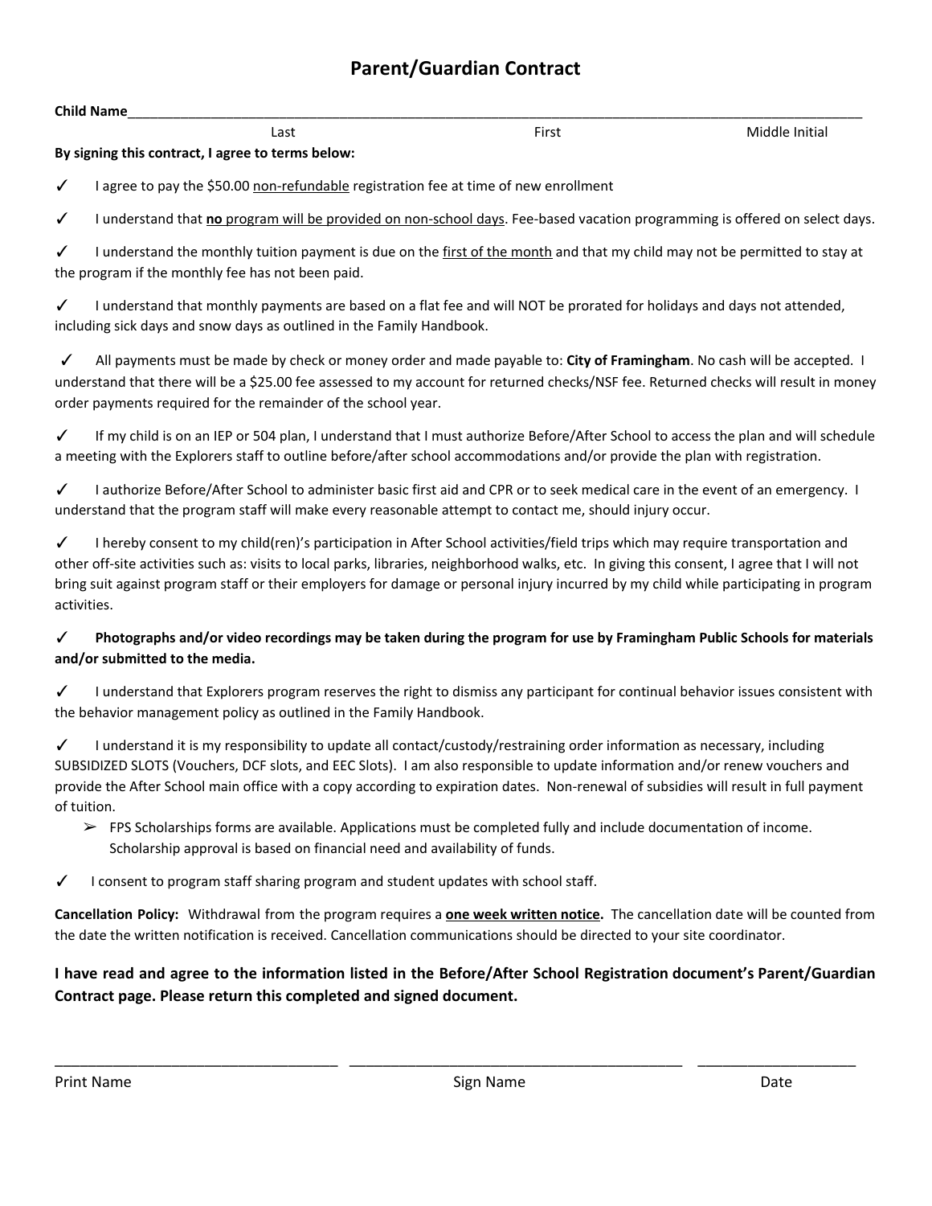# Parent/Guardian Contract

**Child Name**\_\_\_\_\_\_\_\_\_\_\_\_\_\_\_\_\_\_\_\_\_\_\_\_\_\_\_\_\_\_\_\_\_\_\_\_\_\_\_\_\_\_\_\_\_\_\_\_\_\_\_\_\_\_\_\_\_\_\_\_\_\_\_\_\_\_\_\_

Last First Middle Initial

**By signing this contract, I agree to terms below:**

✓ I agree to pay the $50.00 <u>non-refundable</u> registration fee at time of new enrollment

✓ I understand that <u>**no** program will be provided on non-school days</u>. Fee-based vacation programming is offered on select days.

✓ I understand the monthly tuition payment is due on the <u>first of the month</u> and that my child may not be permitted to stay at the program if the monthly fee has not been paid.

✓ I understand that monthly payments are based on a flat fee and will NOT be prorated for holidays and days not attended, including sick days and snow days as outlined in the Family Handbook.

✓ All payments must be made by check or money order and made payable to: **City of Framingham**. No cash will be accepted. I understand that there will be a $25.00 fee assessed to my account for returned checks/NSF fee. Returned checks will result in money order payments required for the remainder of the school year.

✓ If my child is on an IEP or 504 plan, I understand that I must authorize Before/After School to access the plan and will schedule a meeting with the Explorers staff to outline before/after school accommodations and/or provide the plan with registration.

✓ I authorize Before/After School to administer basic first aid and CPR or to seek medical care in the event of an emergency. I understand that the program staff will make every reasonable attempt to contact me, should injury occur.

✓ I hereby consent to my child(ren)'s participation in After School activities/field trips which may require transportation and other off-site activities such as: visits to local parks, libraries, neighborhood walks, etc. In giving this consent, I agree that I will not bring suit against program staff or their employers for damage or personal injury incurred by my child while participating in program activities.

✓ **Photographs and/or video recordings may be taken during the program for use by Framingham Public Schools for materials and/or submitted to the media.**

✓ I understand that Explorers program reserves the right to dismiss any participant for continual behavior issues consistent with the behavior management policy as outlined in the Family Handbook.

✓ I understand it is my responsibility to update all contact/custody/restraining order information as necessary, including SUBSIDIZED SLOTS (Vouchers, DCF slots, and EEC Slots). I am also responsible to update information and/or renew vouchers and provide the After School main office with a copy according to expiration dates. Non-renewal of subsidies will result in full payment of tuition.

- ➢ FPS Scholarships forms are available. Applications must be completed fully and include documentation of income. Scholarship approval is based on financial need and availability of funds.

✓ I consent to program staff sharing program and student updates with school staff.

**Cancellation Policy:** Withdrawal from the program requires a <u>**one week written notice**</u>**.** The cancellation date will be counted from the date the written notification is received. Cancellation communications should be directed to your site coordinator.

**I have read and agree to the information listed in the Before/After School Registration document's Parent/Guardian Contract page. Please return this completed and signed document.**

\_\_\_\_\_\_\_\_\_\_\_\_\_\_\_\_\_\_\_\_\_\_\_\_\_\_\_\_\_\_ \_\_\_\_\_\_\_\_\_\_\_\_\_\_\_\_\_\_\_\_\_\_\_\_\_\_\_\_\_\_\_\_\_\_\_\_ \_\_\_\_\_\_\_\_\_\_\_\_\_\_\_\_\_

Print Name Sign Name Date